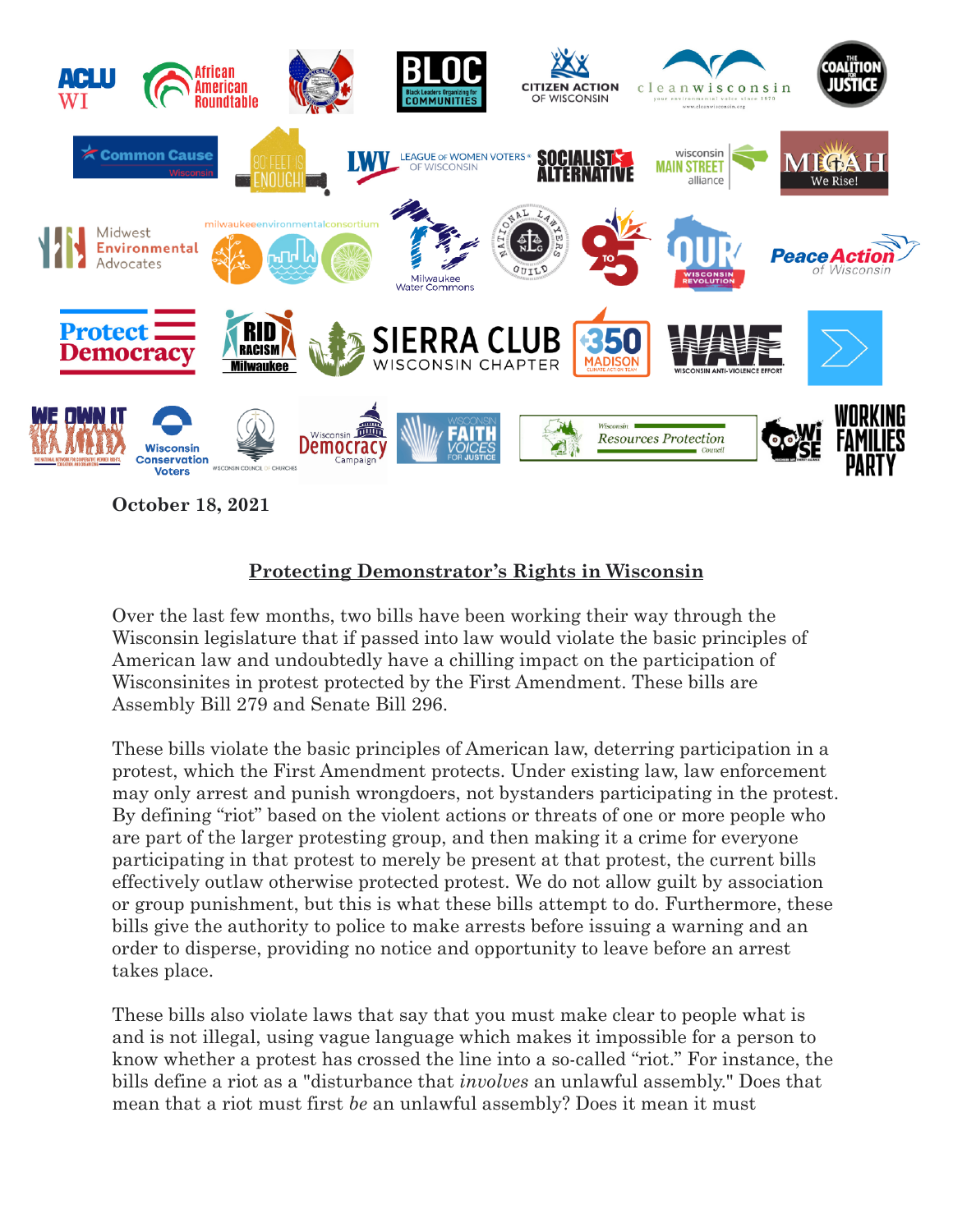October 18, 2021

## Protecting Demonstrator's Rights in Wisconsin

Over the last few months, two bills have been working their way through the Wisconsin legislature that if passed into law would violate the basic principles of American law and undoubtedly have a chilling impact on the participation of Wisconsinites in protest protected by the First Amendment. These bills are Assembly Bill 279 and Senate Bill 296.

These bills violate the basic principles of American law, deterring participation in a protest, which the First Amendment protects. Under existing law, law enforcement may only arrest and punish wrongdoers, not bystanders participating in the protest. By defining "riot" based on the violent actions or threats of one or more people who are part of the larger protesting group, and then making it a crime for everyone participating in that protest to merely be present at that protest, the current bills effectively outlaw otherwise protected protest. We do not allow guilt by association or group punishment, but this is what these bills attempt to do. Furthermore, these bills give the authority to police to make arrests before issuing a warning and an order to disperse, providing no notice and opportunity to leave before an arrest takes place.

These bills also violate laws that say that you must make clear to people what is and is not illegal, using vague language which makes it impossible for a person to know whether a protest has crossed the line into a so-called "riot." For instance, the bills define a riot as a "disturbance that *involves* an unlawful assembly." Does that mean that a riot must first *be* an unlawful assembly? Does it mean it must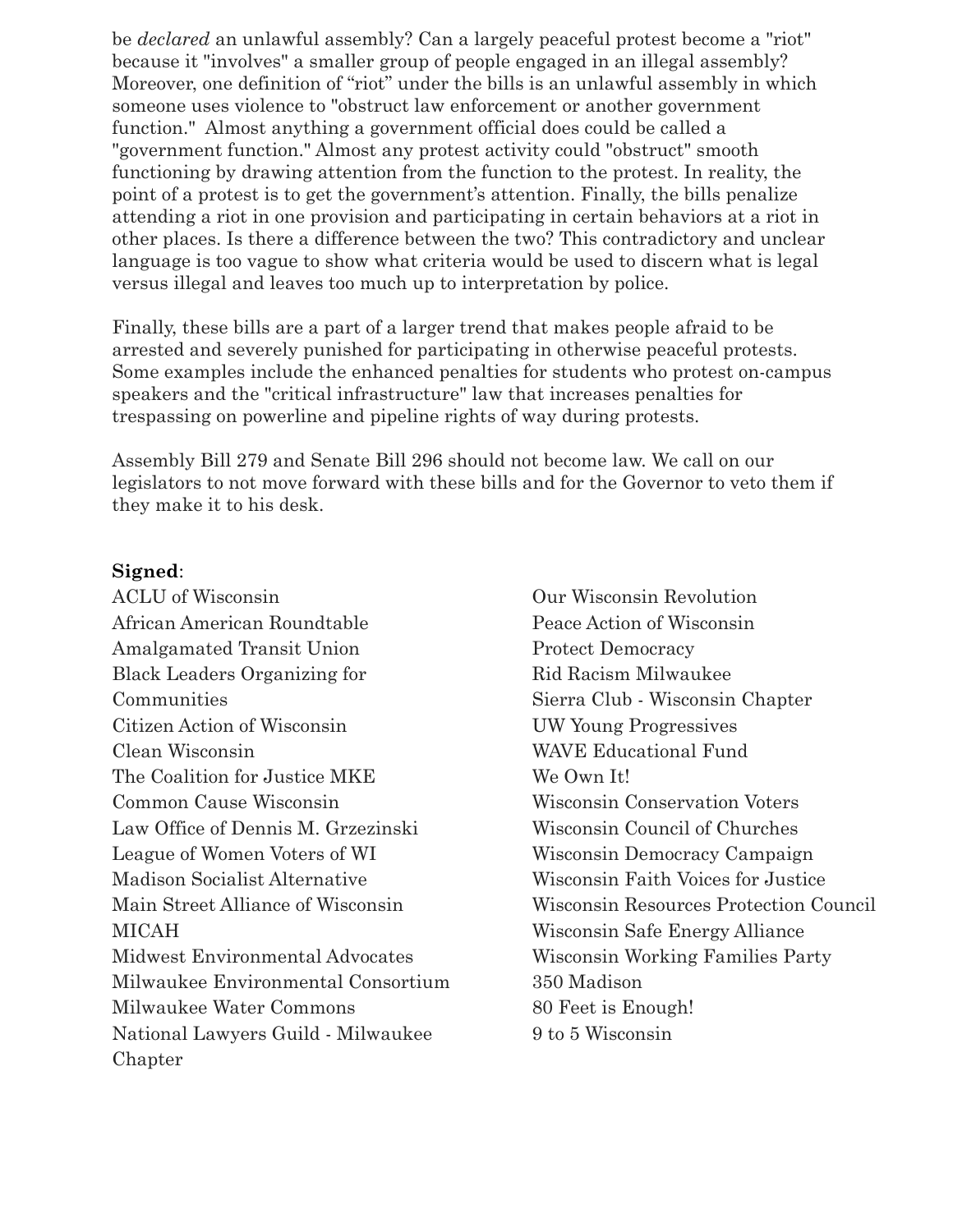be *declared* an unlawful assembly? Can a largely peaceful protest become a "riot" because it "involves" a smaller group of people engaged in an illegal assembly? Moreover, one definition of "riot" under the bills is an unlawful assembly in which someone uses violence to "obstruct law enforcement or another government function." Almost anything a government official does could be called a "government function." Almost any protest activity could "obstruct" smooth functioning by drawing attention from the function to the protest. In reality, the point of a protest is to get the government's attention. Finally, the bills penalize attending a riot in one provision and participating in certain behaviors at a riot in other places. Is there a difference between the two? This contradictory and unclear language is too vague to show what criteria would be used to discern what is legal versus illegal and leaves too much up to interpretation by police.

Finally, these bills are a part of a larger trend that makes people afraid to be arrested and severely punished for participating in otherwise peaceful protests. Some examples include the enhanced penalties for students who protest on-campus speakers and the "critical infrastructure" law that increases penalties for trespassing on powerline and pipeline rights of way during protests.

Assembly Bill 279 and Senate Bill 296 should not become law. We call on our legislators to not move forward with these bills and for the Governor to veto them if they make it to his desk.

**Signed**:

ACLU of Wisconsin
African American Roundtable
Amalgamated Transit Union
Black Leaders Organizing for Communities
Citizen Action of Wisconsin
Clean Wisconsin
The Coalition for Justice MKE
Common Cause Wisconsin
Law Office of Dennis M. Grzezinski
League of Women Voters of WI
Madison Socialist Alternative
Main Street Alliance of Wisconsin
MICAH
Midwest Environmental Advocates
Milwaukee Environmental Consortium
Milwaukee Water Commons
National Lawyers Guild - Milwaukee Chapter
Our Wisconsin Revolution
Peace Action of Wisconsin
Protect Democracy
Rid Racism Milwaukee
Sierra Club - Wisconsin Chapter
UW Young Progressives
WAVE Educational Fund
We Own It!
Wisconsin Conservation Voters
Wisconsin Council of Churches
Wisconsin Democracy Campaign
Wisconsin Faith Voices for Justice
Wisconsin Resources Protection Council
Wisconsin Safe Energy Alliance
Wisconsin Working Families Party
350 Madison
80 Feet is Enough!
9 to 5 Wisconsin